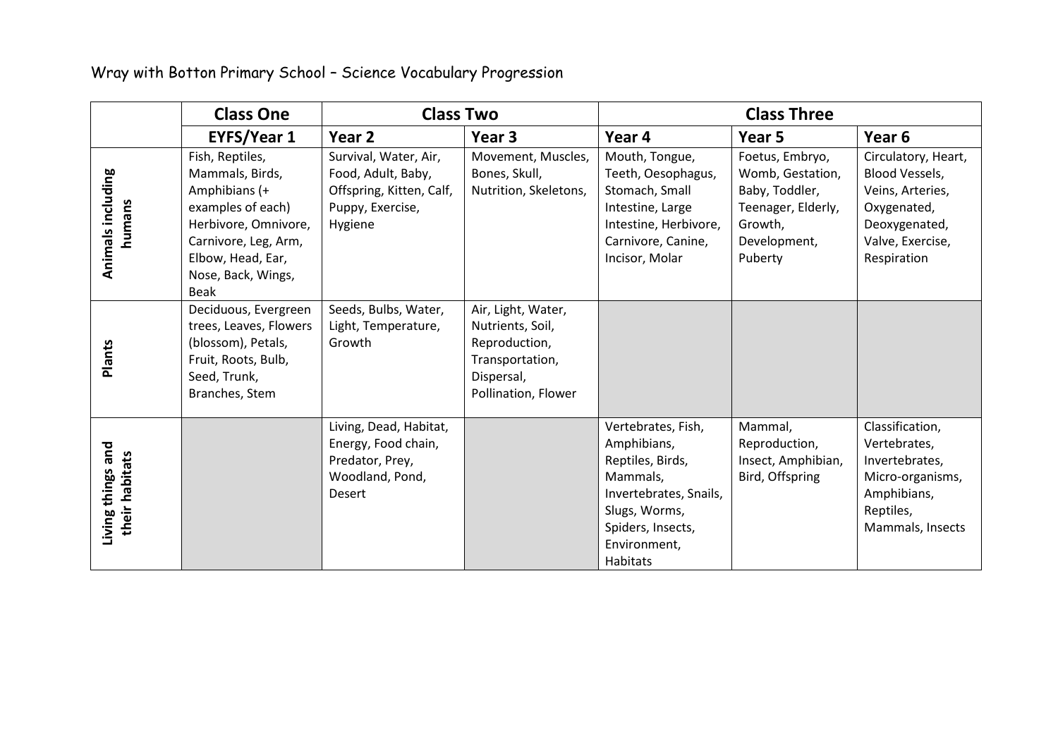Wray with Botton Primary School – Science Vocabulary Progression

| | Class One | Class Two | | Class Three | | |
|---|---|---|---|---|---|---|
| | EYFS/Year 1 | Year 2 | Year 3 | Year 4 | Year 5 | Year 6 |
| **Animals including humans** | Fish, Reptiles, Mammals, Birds, Amphibians (+ examples of each) Herbivore, Omnivore, Carnivore, Leg, Arm, Elbow, Head, Ear, Nose, Back, Wings, Beak | Survival, Water, Air, Food, Adult, Baby, Offspring, Kitten, Calf, Puppy, Exercise, Hygiene | Movement, Muscles, Bones, Skull, Nutrition, Skeletons, | Mouth, Tongue, Teeth, Oesophagus, Stomach, Small Intestine, Large Intestine, Herbivore, Carnivore, Canine, Incisor, Molar | Foetus, Embryo, Womb, Gestation, Baby, Toddler, Teenager, Elderly, Growth, Development, Puberty | Circulatory, Heart, Blood Vessels, Veins, Arteries, Oxygenated, Deoxygenated, Valve, Exercise, Respiration |
| **Plants** | Deciduous, Evergreen trees, Leaves, Flowers (blossom), Petals, Fruit, Roots, Bulb, Seed, Trunk, Branches, Stem | Seeds, Bulbs, Water, Light, Temperature, Growth | Air, Light, Water, Nutrients, Soil, Reproduction, Transportation, Dispersal, Pollination, Flower | | | |
| **Living things and their habitats** | | Living, Dead, Habitat, Energy, Food chain, Predator, Prey, Woodland, Pond, Desert | | Vertebrates, Fish, Amphibians, Reptiles, Birds, Mammals, Invertebrates, Snails, Slugs, Worms, Spiders, Insects, Environment, Habitats | Mammal, Reproduction, Insect, Amphibian, Bird, Offspring | Classification, Vertebrates, Invertebrates, Micro-organisms, Amphibians, Reptiles, Mammals, Insects |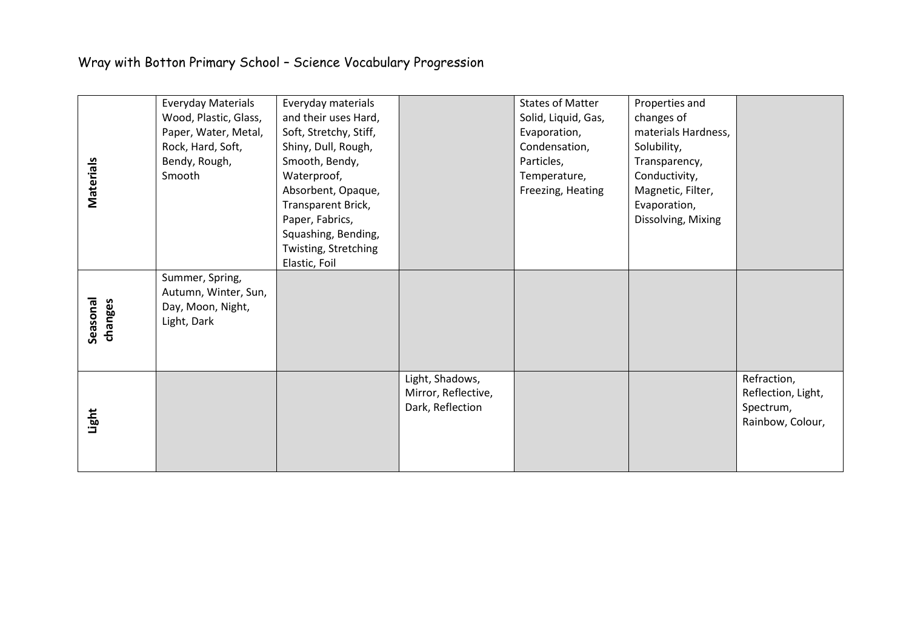Wray with Botton Primary School – Science Vocabulary Progression

| | | | | | | |
|---|---|---|---|---|---|---|
| **Materials** | Everyday Materials Wood, Plastic, Glass, Paper, Water, Metal, Rock, Hard, Soft, Bendy, Rough, Smooth | Everyday materials and their uses Hard, Soft, Stretchy, Stiff, Shiny, Dull, Rough, Smooth, Bendy, Waterproof, Absorbent, Opaque, Transparent Brick, Paper, Fabrics, Squashing, Bending, Twisting, Stretching Elastic, Foil | | States of Matter Solid, Liquid, Gas, Evaporation, Condensation, Particles, Temperature, Freezing, Heating | Properties and changes of materials Hardness, Solubility, Transparency, Conductivity, Magnetic, Filter, Evaporation, Dissolving, Mixing | |
| **Seasonal changes** | Summer, Spring, Autumn, Winter, Sun, Day, Moon, Night, Light, Dark | | | | | |
| **Light** | | | Light, Shadows, Mirror, Reflective, Dark, Reflection | | | Refraction, Reflection, Light, Spectrum, Rainbow, Colour, |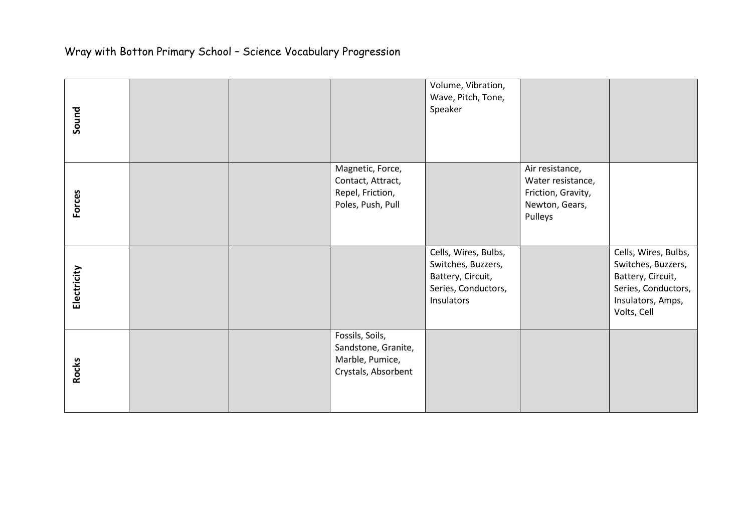Wray with Botton Primary School – Science Vocabulary Progression

| | | | | | | |
|---|---|---|---|---|---|---|
| **Sound** | | | | Volume, Vibration, Wave, Pitch, Tone, Speaker | | |
| **Forces** | | | Magnetic, Force, Contact, Attract, Repel, Friction, Poles, Push, Pull | | Air resistance, Water resistance, Friction, Gravity, Newton, Gears, Pulleys | |
| **Electricity** | | | | Cells, Wires, Bulbs, Switches, Buzzers, Battery, Circuit, Series, Conductors, Insulators | | Cells, Wires, Bulbs, Switches, Buzzers, Battery, Circuit, Series, Conductors, Insulators, Amps, Volts, Cell |
| **Rocks** | | | Fossils, Soils, Sandstone, Granite, Marble, Pumice, Crystals, Absorbent | | | |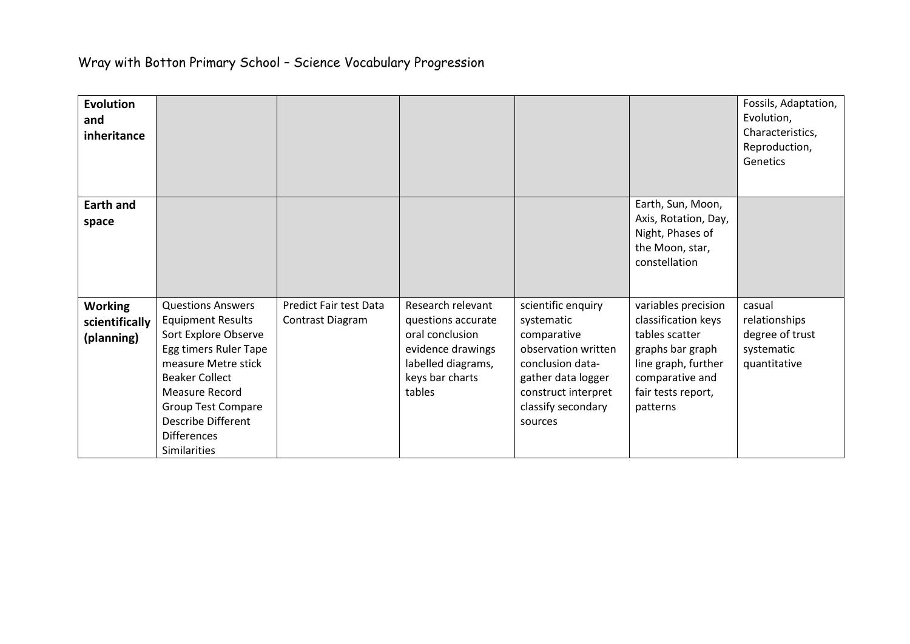Wray with Botton Primary School – Science Vocabulary Progression

| | | | | | | |
|---|---|---|---|---|---|---|
| **Evolution and inheritance** | | | | | | Fossils, Adaptation, Evolution, Characteristics, Reproduction, Genetics |
| **Earth and space** | | | | | Earth, Sun, Moon, Axis, Rotation, Day, Night, Phases of the Moon, star, constellation | |
| **Working scientifically (planning)** | Questions Answers Equipment Results Sort Explore Observe Egg timers Ruler Tape measure Metre stick Beaker Collect Measure Record Group Test Compare Describe Different Differences Similarities | Predict Fair test Data Contrast Diagram | Research relevant questions accurate oral conclusion evidence drawings labelled diagrams, keys bar charts tables | scientific enquiry systematic comparative observation written conclusion data-gather data logger construct interpret classify secondary sources | variables precision classification keys tables scatter graphs bar graph line graph, further comparative and fair tests report, patterns | casual relationships degree of trust systematic quantitative |